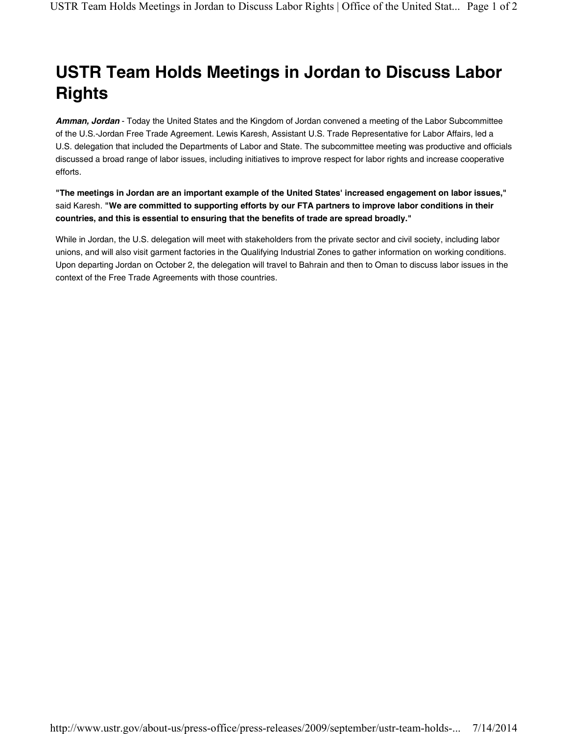# USTR Team Holds Meetings in Jordan to Discuss Labor Rights

***Amman, Jordan*** - Today the United States and the Kingdom of Jordan convened a meeting of the Labor Subcommittee of the U.S.-Jordan Free Trade Agreement. Lewis Karesh, Assistant U.S. Trade Representative for Labor Affairs, led a U.S. delegation that included the Departments of Labor and State. The subcommittee meeting was productive and officials discussed a broad range of labor issues, including initiatives to improve respect for labor rights and increase cooperative efforts.

**"The meetings in Jordan are an important example of the United States' increased engagement on labor issues,"** said Karesh. **"We are committed to supporting efforts by our FTA partners to improve labor conditions in their countries, and this is essential to ensuring that the benefits of trade are spread broadly."**

While in Jordan, the U.S. delegation will meet with stakeholders from the private sector and civil society, including labor unions, and will also visit garment factories in the Qualifying Industrial Zones to gather information on working conditions. Upon departing Jordan on October 2, the delegation will travel to Bahrain and then to Oman to discuss labor issues in the context of the Free Trade Agreements with those countries.